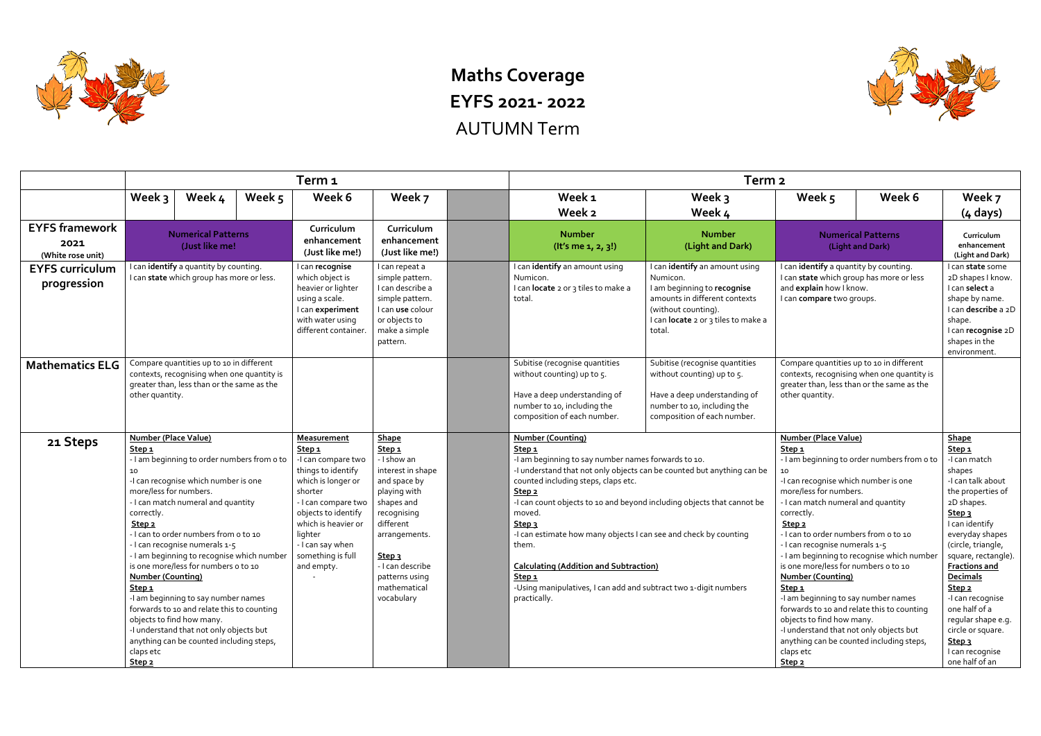# Maths Coverage

## EYFS 2021- 2022

## AUTUMN Term

| | Term 1 | | | | | | Term 2 | | | | |
|---|---|---|---|---|---|---|---|---|---|---|---|
| | Week 3 | Week 4 | Week 5 | Week 6 | Week 7 | | Week 1 Week 2 | Week 3 Week 4 | Week 5 | Week 6 | Week 7 (4 days) |
| **EYFS framework 2021** (White rose unit) | **Numerical Patterns (Just like me!** | | | **Curriculum enhancement (Just like me!)** | **Curriculum enhancement (Just like me!)** | | **Number (It's me 1, 2, 3!)** | **Number (Light and Dark)** | **Numerical Patterns (Light and Dark)** | | **Curriculum enhancement (Light and Dark)** |
| **EYFS curriculum progression** | I can **identify** a quantity by counting. I can **state** which group has more or less. | | | I can **recognise** which object is heavier or lighter using a scale. I can **experiment** with water using different container. | I can repeat a simple pattern. I can describe a simple pattern. I can **use** colour or objects to make a simple pattern. | | I can **identify** an amount using Numicon. I can **locate** 2 or 3 tiles to make a total. | I can **identify** an amount using Numicon. I am beginning to **recognise** amounts in different contexts (without counting). I can **locate** 2 or 3 tiles to make a total. | I can **identify** a quantity by counting. I can **state** which group has more or less and **explain** how I know. I can **compare** two groups. | | I can **state** some 2D shapes I know. I can **select** a shape by name. I can **describe** a 2D shape. I can **recognise** 2D shapes in the environment. |
| **Mathematics ELG** | Compare quantities up to 10 in different contexts, recognising when one quantity is greater than, less than or the same as the other quantity. | | | | | | Subitise (recognise quantities without counting) up to 5. Have a deep understanding of number to 10, including the composition of each number. | Subitise (recognise quantities without counting) up to 5. Have a deep understanding of number to 10, including the composition of each number. | Compare quantities up to 10 in different contexts, recognising when one quantity is greater than, less than or the same as the other quantity. | | |
| **21 Steps** | **Number (Place Value)** **Step 1** - I am beginning to order numbers from 0 to 10 -I can recognise which number is one more/less for numbers. - I can match numeral and quantity correctly. **Step 2** - I can to order numbers from 0 to 10 - I can recognise numerals 1-5 - I am beginning to recognise which number is one more/less for numbers 0 to 10 **Number (Counting)** **Step 1** -I am beginning to say number names forwards to 10 and relate this to counting objects to find how many. -I understand that not only objects but anything can be counted including steps, claps etc **Step 2** | | | **Measurement** **Step 1** -I can compare two things to identify which is longer or shorter - I can compare two objects to identify which is heavier or lighter - I can say when something is full and empty. - | **Shape** **Step 1** - I show an interest in shape and space by playing with shapes and recognising different arrangements. **Step 3** - I can describe patterns using mathematical vocabulary | | **Number (Counting)** **Step 1** -I am beginning to say number names forwards to 10. -I understand that not only objects can be counted but anything can be counted including steps, claps etc. **Step 2** -I can count objects to 10 and beyond including objects that cannot be moved. **Step 3** -I can estimate how many objects I can see and check by counting them. **Calculating (Addition and Subtraction)** **Step 1** -Using manipulatives, I can add and subtract two 1-digit numbers practically. | | **Number (Place Value)** **Step 1** - I am beginning to order numbers from 0 to 10 -I can recognise which number is one more/less for numbers. - I can match numeral and quantity correctly. **Step 2** - I can to order numbers from 0 to 10 - I can recognise numerals 1-5 - I am beginning to recognise which number is one more/less for numbers 0 to 10 **Number (Counting)** **Step 1** -I am beginning to say number names forwards to 10 and relate this to counting objects to find how many. -I understand that not only objects but anything can be counted including steps, claps etc **Step 2** | | **Shape** **Step 1** -I can match shapes -I can talk about the properties of 2D shapes. **Step 3** I can identify everyday shapes (circle, triangle, square, rectangle). **Fractions and Decimals** **Step 2** -I can recognise one half of a regular shape e.g. circle or square. **Step 3** I can recognise one half of an |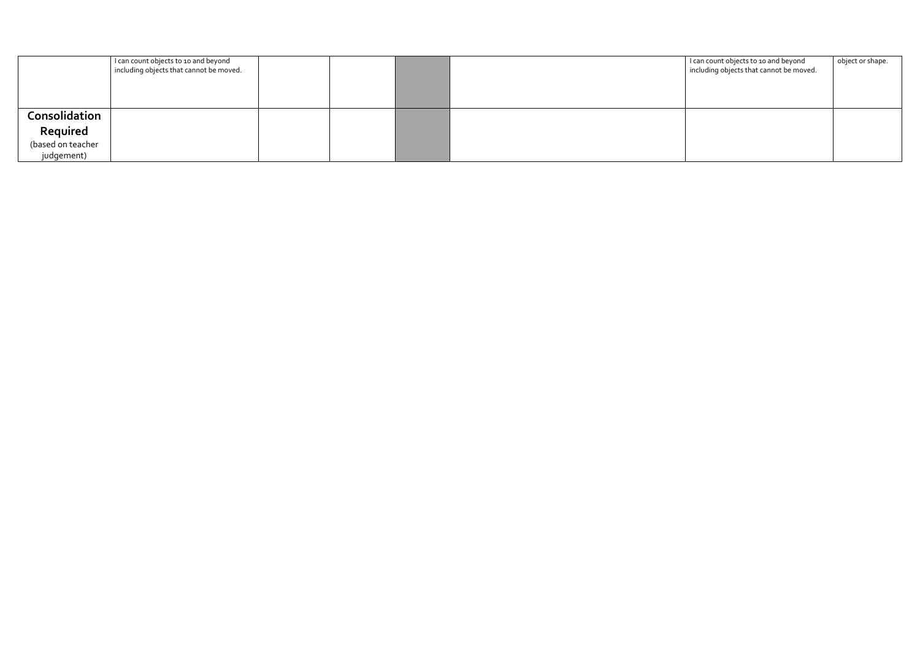|  | I can count objects to 10 and beyond including objects that cannot be moved. |  |  |  |  | I can count objects to 10 and beyond including objects that cannot be moved. | object or shape. |
|---|---|---|---|---|---|---|---|
| **Consolidation Required** (based on teacher judgement) |  |  |  |  |  |  |  |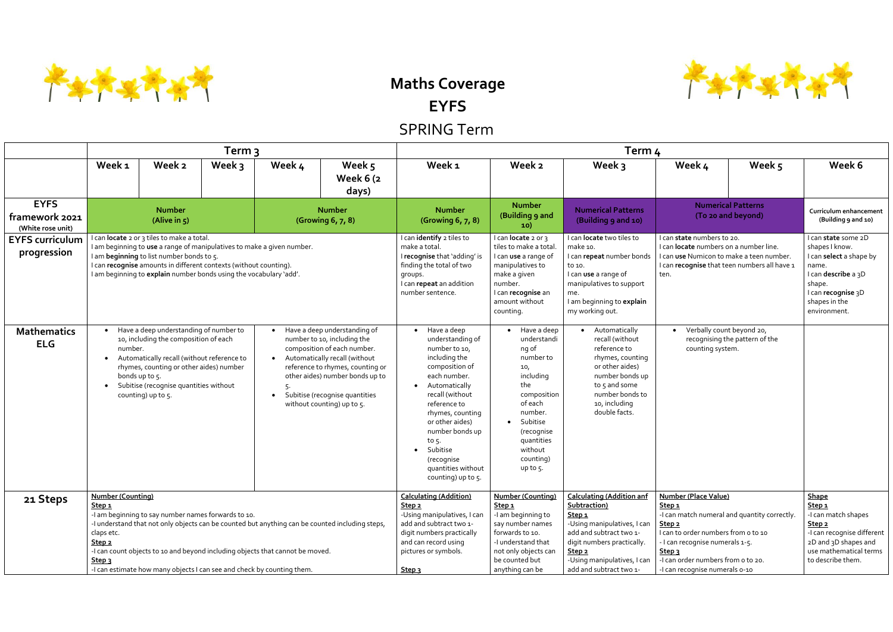# Maths Coverage
## EYFS
## SPRING Term

| | Term 3 | | | | | Term 4 | | | | | |
|---|---|---|---|---|---|---|---|---|---|---|---|
| | Week 1 | Week 2 | Week 3 | Week 4 | Week 5 Week 6 (2 days) | Week 1 | Week 2 | Week 3 | Week 4 | Week 5 | Week 6 |
| **EYFS framework 2021** (White rose unit) | **Number (Alive in 5)** | | | **Number (Growing 6, 7, 8)** | | **Number (Growing 6, 7, 8)** | **Number (Building 9 and 10)** | **Numerical Patterns (Building 9 and 10)** | **Numerical Patterns (To 20 and beyond)** | | **Curriculum enhancement (Building 9 and 10)** |
| **EYFS curriculum progression** | I can **locate** 2 or 3 tiles to make a total.<br>I am **beginning** to **use** a range of manipulatives to make a given number.<br>I am **beginning** to list number bonds to 5.<br>I can **recognise** amounts in different contexts (without counting).<br>I am beginning to **explain** number bonds using the vocabulary 'add'. | | | | | I can **identify** 2 tiles to make a total.<br>I **recognise** that 'adding' is finding the total of two groups.<br>I can **repeat** an addition number sentence. | I can **locate** 2 or 3 tiles to make a total.<br>I can **use** a range of manipulatives to make a given number.<br>I can **recognise** an amount without counting. | I can **locate** two tiles to make 10.<br>I can **repeat** number bonds to 10.<br>I can **use** a range of manipulatives to support me.<br>I am beginning to **explain** my working out. | I can **state** numbers to 20.<br>I can **locate** numbers on a number line.<br>I can **use** Numicon to make a teen number.<br>I can **recognise** that teen numbers all have 1 ten. | | I can **state** some 2D shapes I know.<br>I can **select** a shape by name.<br>I can **describe** a 3D shape.<br>I can **recognise** 3D shapes in the environment. |
| **Mathematics ELG** | • Have a deep understanding of number to 10, including the composition of each number.<br>• Automatically recall (without reference to rhymes, counting or other aides) number bonds up to 5.<br>• Subitise (recognise quantities without counting) up to 5. | | | • Have a deep understanding of number to 10, including the composition of each number.<br>• Automatically recall (without reference to rhymes, counting or other aides) number bonds up to 5.<br>• Subitise (recognise quantities without counting) up to 5. | | • Have a deep understanding of number to 10, including the composition of each number.<br>• Automatically recall (without reference to rhymes, counting or other aides) number bonds up to 5.<br>• Subitise (recognise quantities without counting) up to 5. | • Have a deep understanding of number to 10, including the composition of each number.<br>• Subitise (recognise quantities without counting) up to 5. | • Automatically recall (without reference to rhymes, counting or other aides) number bonds up to 5 and some number bonds to 10, including double facts. | • Verbally count beyond 20, recognising the pattern of the counting system. | | |
| **21 Steps** | **Number (Counting)**<br>**Step 1**<br>-I am beginning to say number names forwards to 10.<br>-I understand that not only objects can be counted but anything can be counted including steps, claps etc.<br>**Step 2**<br>-I can count objects to 10 and beyond including objects that cannot be moved.<br>**Step 3**<br>-I can estimate how many objects I can see and check by counting them. | | | | | **Calculating (Addition)**<br>**Step 2**<br>-Using manipulatives, I can add and subtract two 1-digit numbers practically and can record using pictures or symbols.<br>**Step 3** | **Number (Counting)**<br>**Step 1**<br>-I am beginning to say number names forwards to 10.<br>-I understand that not only objects can be counted but anything can be | **Calculating (Addition anf Subtraction)**<br>**Step 1**<br>-Using manipulatives, I can add and subtract two 1-digit numbers practically.<br>**Step 2**<br>-Using manipulatives, I can add and subtract two 1- | **Number (Place Value)**<br>**Step 1**<br>-I can match numeral and quantity correctly.<br>**Step 2**<br>I can to order numbers from 0 to 10<br>- I can recognise numerals 1-5.<br>**Step 3**<br>-I can order numbers from 0 to 20.<br>-I can recognise numerals 0-10 | | **Shape**<br>**Step 1**<br>-I can match shapes<br>**Step 2**<br>-I can recognise different 2D and 3D shapes and use mathematical terms to describe them. |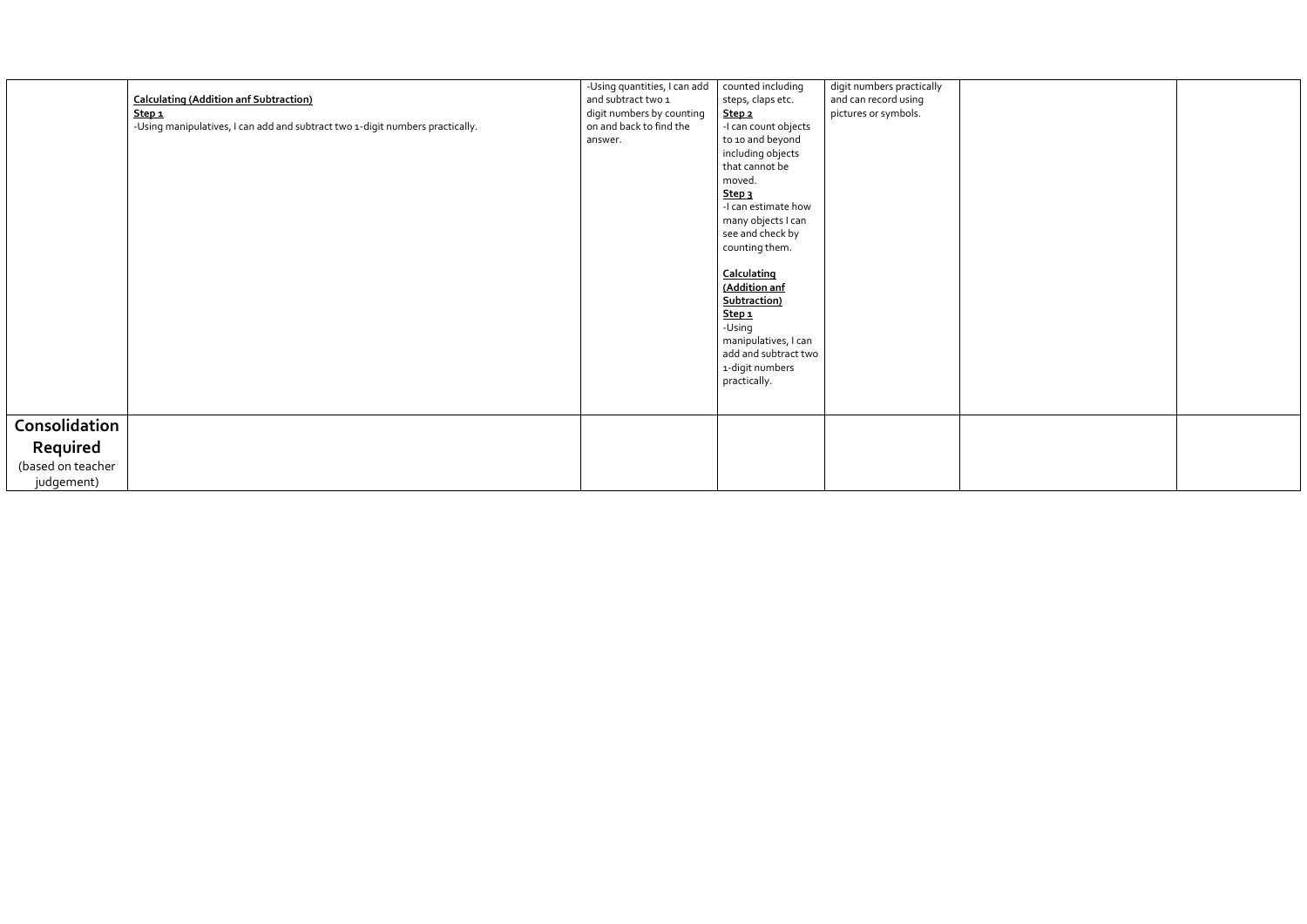| | | | | | | |
|---|---|---|---|---|---|---|
| | **Calculating (Addition anf Subtraction)**<br>**Step 1**<br>-Using manipulatives, I can add and subtract two 1-digit numbers practically. | -Using quantities, I can add and subtract two 1 digit numbers by counting on and back to find the answer. | counted including steps, claps etc.<br>**Step 2**<br>-I can count objects to 10 and beyond including objects that cannot be moved.<br>**Step 3**<br>-I can estimate how many objects I can see and check by counting them.<br><br>**Calculating (Addition anf Subtraction)**<br>**Step 1**<br>-Using manipulatives, I can add and subtract two 1-digit numbers practically. | digit numbers practically and can record using pictures or symbols. | | |
| **Consolidation Required** (based on teacher judgement) | | | | | | |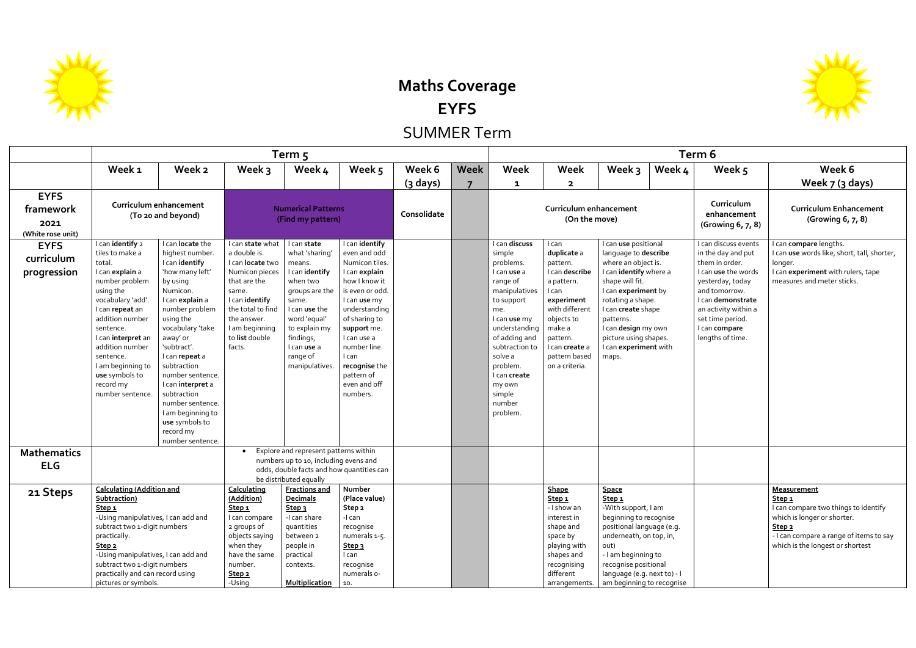# Maths Coverage
# EYFS
## SUMMER Term

| | Term 5 | | | | | | | Term 6 | | | | | |
|---|---|---|---|---|---|---|---|---|---|---|---|---|---|
| | Week 1 | Week 2 | Week 3 | Week 4 | Week 5 | Week 6 (3 days) | Week 7 | Week 1 | Week 2 | Week 3 | Week 4 | Week 5 | Week 6 Week 7 (3 days) |
| **EYFS framework 2021** (White rose unit) | Curriculum enhancement (To 20 and beyond) | | Numerical Patterns (Find my pattern) | | | Consolidate | | Curriculum enhancement (On the move) | | | | Curriculum enhancement (Growing 6, 7, 8) | Curriculum Enhancement (Growing 6, 7, 8) |
| **EYFS curriculum progression** | I can **identify** 2 tiles to make a total. I can **explain** a number problem using the vocabulary 'add'. I can **repeat** an addition number sentence. I can **interpret** an addition number sentence. I am beginning to **use** symbols to record my number sentence. | I can **locate** the highest number. I can **identify** 'how many left' by using Numicon. I can **explain** a number problem using the vocabulary 'take away' or 'subtract'. I can **repeat** a subtraction number sentence. I can **interpret** a subtraction number sentence. I am beginning to **use** symbols to record my number sentence. | I can **state** what a double is. I can **locate** two Numicon pieces that are the same. I can **identify** the total to find the answer. I am beginning to **list** double facts. | I can **state** what 'sharing' means. I can **identify** when two groups are the same. I can **use** the word 'equal' to explain my findings, I can **use** a range of manipulatives. | I can **identify** even and odd Numicon tiles. I can **explain** how I know it is even or odd. I can **use** my understanding of sharing to **support** me. I can use a number line. I can **recognise** the pattern of even and off numbers. | | | I can **discuss** simple problems. I can **use** a range of manipulatives to support me. I can **use** my understanding of adding and subtraction to solve a problem. I can **create** my own simple number problem. | I can **duplicate** a pattern. I can **describe** a pattern. I can **experiment** with different objects to make a pattern. I can **create** a pattern based on a criteria. | I can **use** positional language to **describe** where an object is. I can **identify** where a shape will fit. I can **experiment** by rotating a shape. I can **create** shape patterns. I can **design** my own picture using shapes. I can **experiment** with maps. | | I can discuss events in the day and put them in order. I can **use** the words yesterday, today and tomorrow. I can **demonstrate** an activity within a set time period. I can **compare** lengths of time. | I can **compare** lengths. I can **use** words like, short, tall, shorter, longer. I can **experiment** with rulers, tape measures and meter sticks. |
| **Mathematics ELG** | | | • Explore and represent patterns within numbers up to 10, including evens and odds, double facts and how quantities can be distributed equally | | | | | | | | | | |
| **21 Steps** | **Calculating (Addition and Subtraction)** **Step 1** -Using manipulatives, I can add and subtract two 1-digit numbers practically. **Step 2** -Using manipulatives, I can add and subtract two 1-digit numbers practically and can record using pictures or symbols. | | **Calculating (Addition)** **Step 1** I can compare 2 groups of objects saying when they have the same number. **Step 2** -Using | **Fractions and Decimals** **Step 3** -I can share quantities between 2 people in practical contexts. **Multiplication** | **Number (Place value)** Step 2 -I can recognise numerals 1-5. **Step 3** I can recognise numerals 0-10. | | | | **Shape** **Step 1** - I show an interest in shape and space by playing with shapes and recognising different arrangements. | **Space** **Step 1** -With support, I am beginning to recognise positional language (e.g. underneath, on top, in, out) - I am beginning to recognise positional language (e.g. next to) - I am beginning to recognise | | | **Measurement** **Step 1** I can compare two things to identify which is longer or shorter. **Step 2** - I can compare a range of items to say which is the longest or shortest |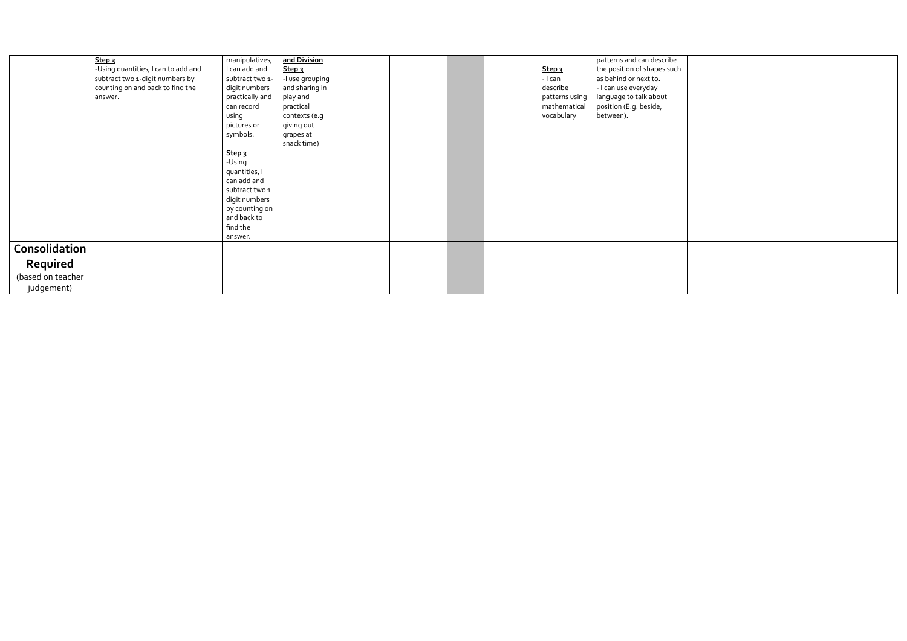| | | | | | | | | | | | | |
|---|---|---|---|---|---|---|---|---|---|---|---|---|
| | **Step 3**<br>-Using quantities, I can to add and subtract two 1-digit numbers by counting on and back to find the answer. | manipulatives, I can add and subtract two 1-digit numbers practically and can record using pictures or symbols.<br><br>**Step 3**<br>-Using quantities, I can add and subtract two 1 digit numbers by counting on and back to find the answer. | **and Division**<br>**Step 3**<br>-I use grouping and sharing in play and practical contexts (e.g giving out grapes at snack time) | | | | | **Step 3**<br>- I can describe patterns using mathematical vocabulary | patterns and can describe the position of shapes such as behind or next to.<br>- I can use everyday language to talk about position (E.g. beside, between). | | |
| **Consolidation Required** (based on teacher judgement) | | | | | | | | | | | |